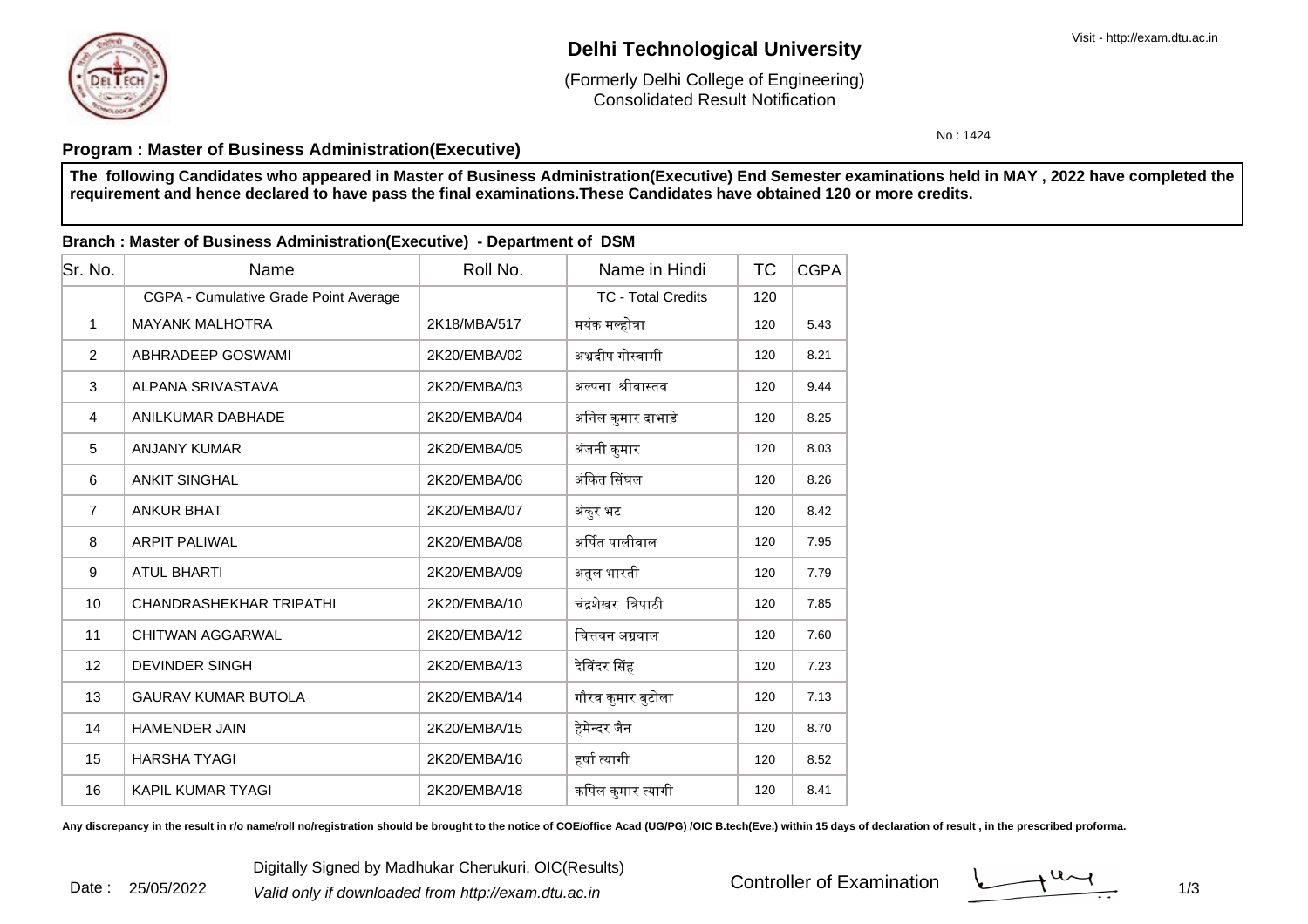# Delhi Technological University

(Formerly Delhi College of Engineering)
Consolidated Result Notification

No : 1424

**Program : Master of Business Administration(Executive)**

**The following Candidates who appeared in Master of Business Administration(Executive) End Semester examinations held in MAY , 2022 have completed the requirement and hence declared to have pass the final examinations.These Candidates have obtained 120 or more credits.**

**Branch : Master of Business Administration(Executive) - Department of DSM**

| Sr. No. | Name | Roll No. | Name in Hindi | TC | CGPA |
|---|---|---|---|---|---|
| | CGPA - Cumulative Grade Point Average | | TC - Total Credits | 120 | |
| 1 | MAYANK MALHOTRA | 2K18/MBA/517 | मयंक मल्होत्रा | 120 | 5.43 |
| 2 | ABHRADEEP GOSWAMI | 2K20/EMBA/02 | अभ्रदीप गोस्वामी | 120 | 8.21 |
| 3 | ALPANA SRIVASTAVA | 2K20/EMBA/03 | अल्पना श्रीवास्तव | 120 | 9.44 |
| 4 | ANILKUMAR DABHADE | 2K20/EMBA/04 | अनिल कुमार दाभाड़े | 120 | 8.25 |
| 5 | ANJANY KUMAR | 2K20/EMBA/05 | अंजनी कुमार | 120 | 8.03 |
| 6 | ANKIT SINGHAL | 2K20/EMBA/06 | अंकित सिंघल | 120 | 8.26 |
| 7 | ANKUR BHAT | 2K20/EMBA/07 | अंकुर भट | 120 | 8.42 |
| 8 | ARPIT PALIWAL | 2K20/EMBA/08 | अर्पित पालीवाल | 120 | 7.95 |
| 9 | ATUL BHARTI | 2K20/EMBA/09 | अतुल भारती | 120 | 7.79 |
| 10 | CHANDRASHEKHAR TRIPATHI | 2K20/EMBA/10 | चंद्रशेखर त्रिपाठी | 120 | 7.85 |
| 11 | CHITWAN AGGARWAL | 2K20/EMBA/12 | चित्तवन अग्रवाल | 120 | 7.60 |
| 12 | DEVINDER SINGH | 2K20/EMBA/13 | देविंदर सिंह | 120 | 7.23 |
| 13 | GAURAV KUMAR BUTOLA | 2K20/EMBA/14 | गौरव कुमार बुटोला | 120 | 7.13 |
| 14 | HAMENDER JAIN | 2K20/EMBA/15 | हेमेन्दर जैन | 120 | 8.70 |
| 15 | HARSHA TYAGI | 2K20/EMBA/16 | हर्षा त्यागी | 120 | 8.52 |
| 16 | KAPIL KUMAR TYAGI | 2K20/EMBA/18 | कपिल कुमार त्यागी | 120 | 8.41 |

**Any discrepancy in the result in r/o name/roll no/registration should be brought to the notice of COE/office Acad (UG/PG) /OIC B.tech(Eve.) within 15 days of declaration of result , in the prescribed proforma.**

Date : 25/05/2022

Digitally Signed by Madhukar Cherukuri, OIC(Results)
*Valid only if downloaded from http://exam.dtu.ac.in*

Controller of Examination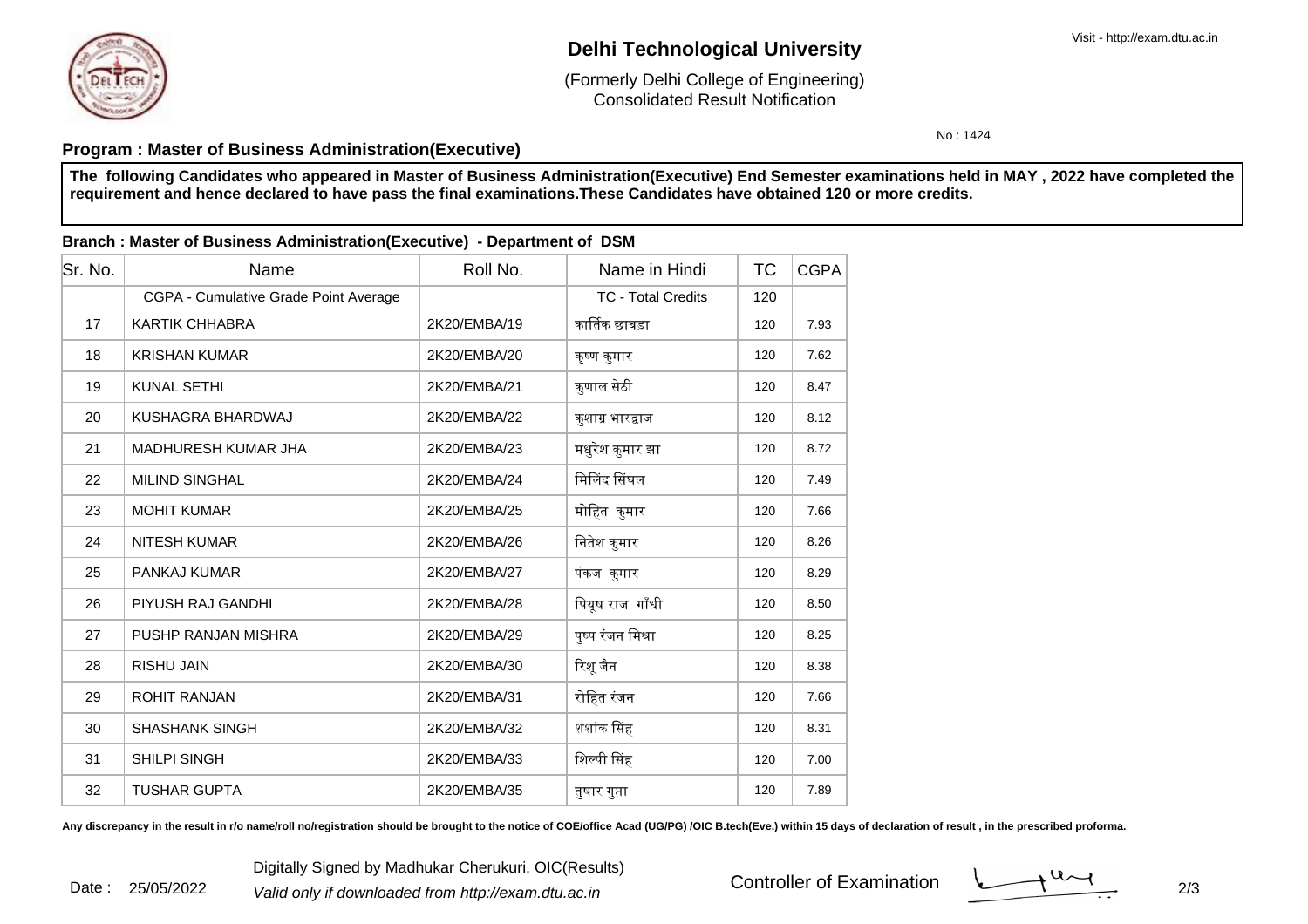# Delhi Technological University

(Formerly Delhi College of Engineering)
Consolidated Result Notification

Visit - http://exam.dtu.ac.in

No : 1424

**Program : Master of Business Administration(Executive)**

**The following Candidates who appeared in Master of Business Administration(Executive) End Semester examinations held in MAY , 2022 have completed the requirement and hence declared to have pass the final examinations.These Candidates have obtained 120 or more credits.**

**Branch : Master of Business Administration(Executive) - Department of DSM**

| Sr. No. | Name | Roll No. | Name in Hindi | TC | CGPA |
|---|---|---|---|---|---|
| | CGPA - Cumulative Grade Point Average | | TC - Total Credits | 120 | |
| 17 | KARTIK CHHABRA | 2K20/EMBA/19 | कार्तिक छाबड़ा | 120 | 7.93 |
| 18 | KRISHAN KUMAR | 2K20/EMBA/20 | कृष्ण कुमार | 120 | 7.62 |
| 19 | KUNAL SETHI | 2K20/EMBA/21 | कुणाल सेठी | 120 | 8.47 |
| 20 | KUSHAGRA BHARDWAJ | 2K20/EMBA/22 | कुशाग्र भारद्वाज | 120 | 8.12 |
| 21 | MADHURESH KUMAR JHA | 2K20/EMBA/23 | मधुरेश कुमार झा | 120 | 8.72 |
| 22 | MILIND SINGHAL | 2K20/EMBA/24 | मिलिंद सिंघल | 120 | 7.49 |
| 23 | MOHIT KUMAR | 2K20/EMBA/25 | मोहित कुमार | 120 | 7.66 |
| 24 | NITESH KUMAR | 2K20/EMBA/26 | नितेश कुमार | 120 | 8.26 |
| 25 | PANKAJ KUMAR | 2K20/EMBA/27 | पंकज कुमार | 120 | 8.29 |
| 26 | PIYUSH RAJ GANDHI | 2K20/EMBA/28 | पियूष राज गाँधी | 120 | 8.50 |
| 27 | PUSHP RANJAN MISHRA | 2K20/EMBA/29 | पुष्प रंजन मिश्रा | 120 | 8.25 |
| 28 | RISHU JAIN | 2K20/EMBA/30 | रिशू जैन | 120 | 8.38 |
| 29 | ROHIT RANJAN | 2K20/EMBA/31 | रोहित रंजन | 120 | 7.66 |
| 30 | SHASHANK SINGH | 2K20/EMBA/32 | शशांक सिंह | 120 | 8.31 |
| 31 | SHILPI SINGH | 2K20/EMBA/33 | शिल्पी सिंह | 120 | 7.00 |
| 32 | TUSHAR GUPTA | 2K20/EMBA/35 | तुषार गुप्ता | 120 | 7.89 |

**Any discrepancy in the result in r/o name/roll no/registration should be brought to the notice of COE/office Acad (UG/PG) /OIC B.tech(Eve.) within 15 days of declaration of result , in the prescribed proforma.**

Date : 25/05/2022

Digitally Signed by Madhukar Cherukuri, OIC(Results)

*Valid only if downloaded from http://exam.dtu.ac.in*

Controller of Examination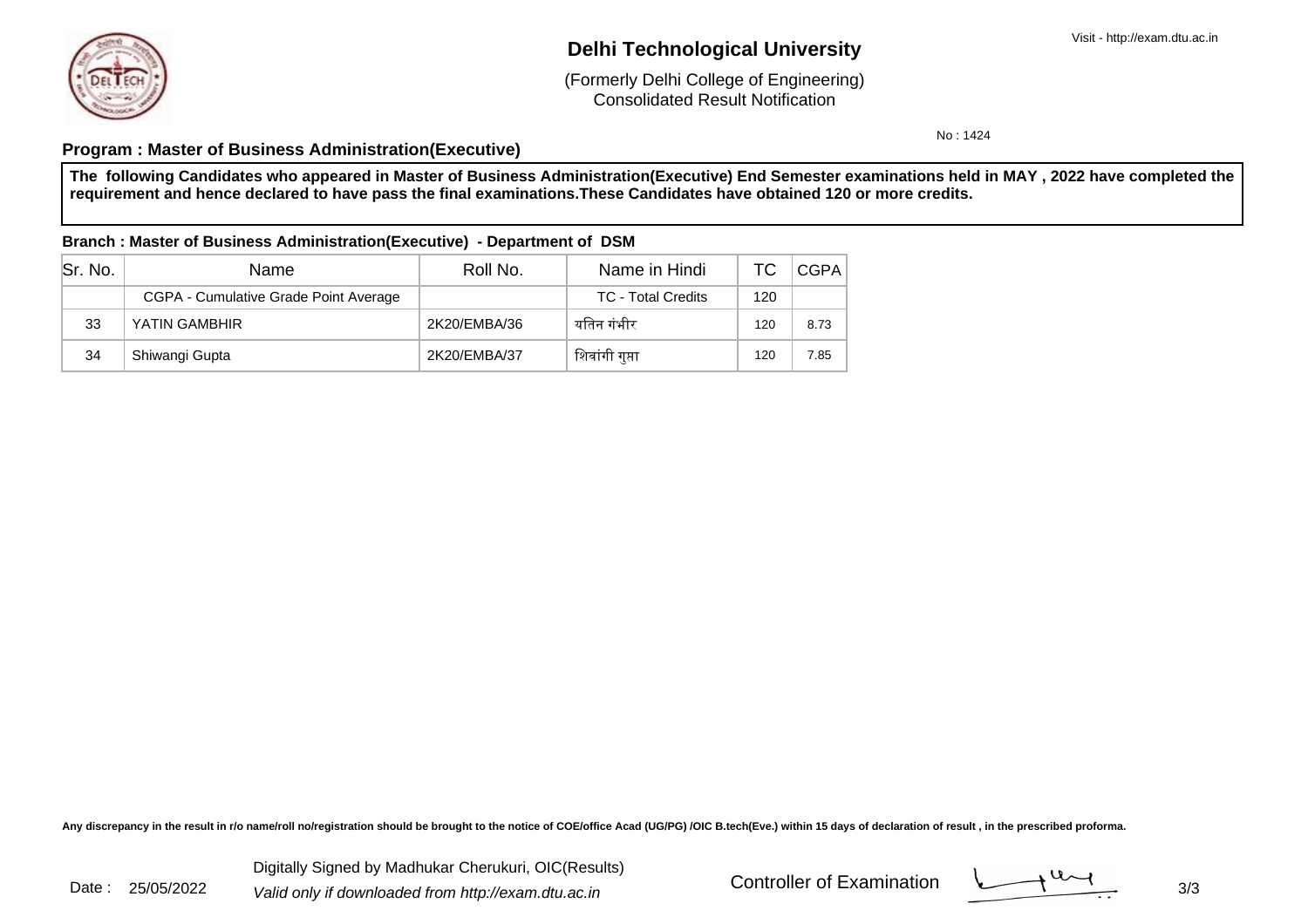# Delhi Technological University

(Formerly Delhi College of Engineering)
Consolidated Result Notification

Visit - http://exam.dtu.ac.in

No : 1424

**Program : Master of Business Administration(Executive)**

**The following Candidates who appeared in Master of Business Administration(Executive) End Semester examinations held in MAY , 2022 have completed the requirement and hence declared to have pass the final examinations.These Candidates have obtained 120 or more credits.**

**Branch : Master of Business Administration(Executive) - Department of DSM**

| Sr. No. | Name | Roll No. | Name in Hindi | TC | CGPA |
|---|---|---|---|---|---|
| | CGPA - Cumulative Grade Point Average | | TC - Total Credits | 120 | |
| 33 | YATIN GAMBHIR | 2K20/EMBA/36 | यतिन गंभीर | 120 | 8.73 |
| 34 | Shiwangi Gupta | 2K20/EMBA/37 | शिवांगी गुप्ता | 120 | 7.85 |

**Any discrepancy in the result in r/o name/roll no/registration should be brought to the notice of COE/office Acad (UG/PG) /OIC B.tech(Eve.) within 15 days of declaration of result , in the prescribed proforma.**

Date : 25/05/2022

Digitally Signed by Madhukar Cherukuri, OIC(Results)

*Valid only if downloaded from http://exam.dtu.ac.in*

Controller of Examination